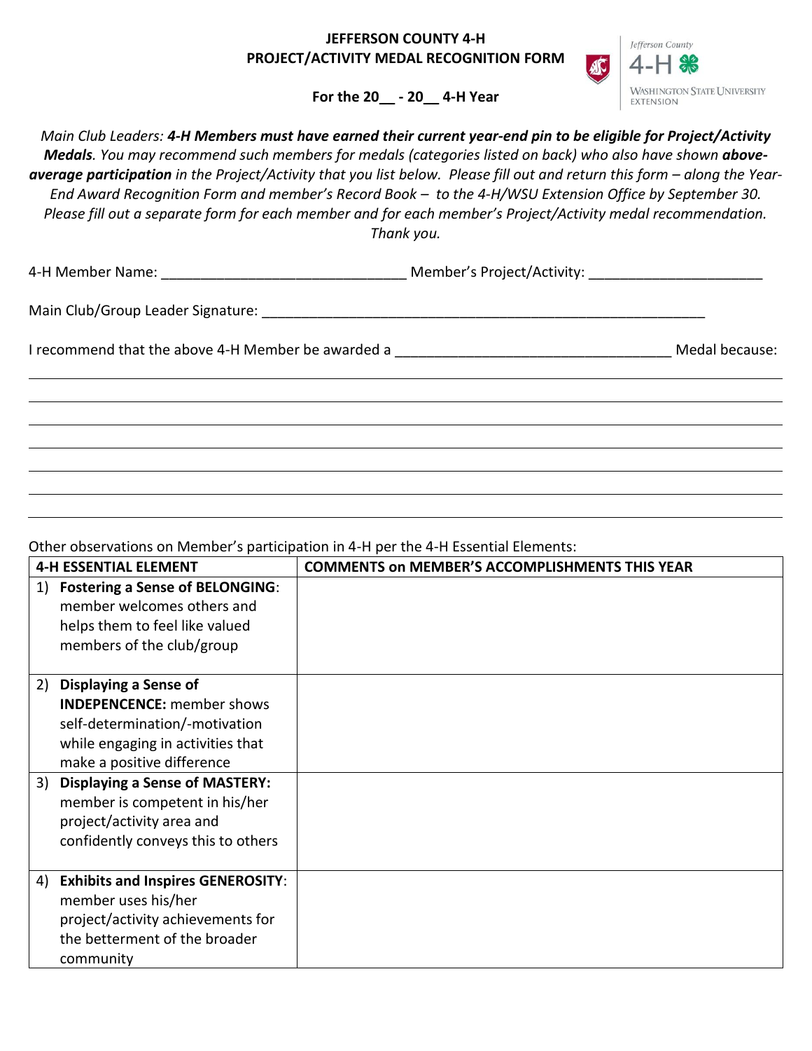# JEFFERSON COUNTY 4-H
# PROJECT/ACTIVITY MEDAL RECOGNITION FORM

**For the 20__ - 20__ 4-H Year**

Jefferson County 4-H
WASHINGTON STATE UNIVERSITY EXTENSION

*Main Club Leaders: **4-H Members must have earned their current year-end pin to be eligible for Project/Activity Medals**. You may recommend such members for medals (categories listed on back) who also have shown **above-average participation** in the Project/Activity that you list below. Please fill out and return this form – along the Year-End Award Recognition Form and member's Record Book – to the 4-H/WSU Extension Office by September 30. Please fill out a separate form for each member and for each member's Project/Activity medal recommendation. Thank you.*

4-H Member Name: ______________________________ Member's Project/Activity: _____________________

Main Club/Group Leader Signature: _______________________________________________________

I recommend that the above 4-H Member be awarded a ______________________________ Medal because:

_______________________________________________________________________________

_______________________________________________________________________________

_______________________________________________________________________________

_______________________________________________________________________________

_______________________________________________________________________________

_______________________________________________________________________________

_______________________________________________________________________________

Other observations on Member's participation in 4-H per the 4-H Essential Elements:

| 4-H ESSENTIAL ELEMENT | COMMENTS on MEMBER'S ACCOMPLISHMENTS THIS YEAR |
|---|---|
| 1) **Fostering a Sense of BELONGING**: member welcomes others and helps them to feel like valued members of the club/group | |
| 2) **Displaying a Sense of INDEPENCENCE:** member shows self-determination/-motivation while engaging in activities that make a positive difference | |
| 3) **Displaying a Sense of MASTERY:** member is competent in his/her project/activity area and confidently conveys this to others | |
| 4) **Exhibits and Inspires GENEROSITY**: member uses his/her project/activity achievements for the betterment of the broader community | |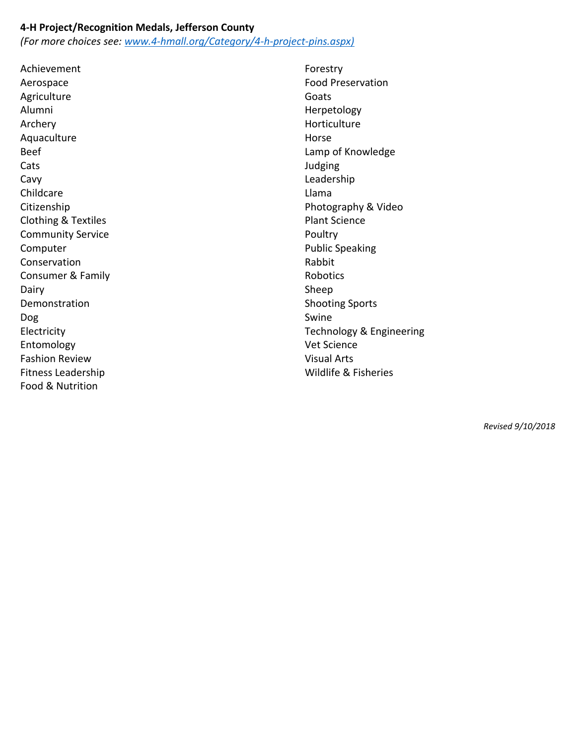**4-H Project/Recognition Medals, Jefferson County**

*(For more choices see: www.4-hmall.org/Category/4-h-project-pins.aspx)*

Achievement
Aerospace
Agriculture
Alumni
Archery
Aquaculture
Beef
Cats
Cavy
Childcare
Citizenship
Clothing & Textiles
Community Service
Computer
Conservation
Consumer & Family
Dairy
Demonstration
Dog
Electricity
Entomology
Fashion Review
Fitness Leadership
Food & Nutrition
Forestry
Food Preservation
Goats
Herpetology
Horticulture
Horse
Lamp of Knowledge
Judging
Leadership
Llama
Photography & Video
Plant Science
Poultry
Public Speaking
Rabbit
Robotics
Sheep
Shooting Sports
Swine
Technology & Engineering
Vet Science
Visual Arts
Wildlife & Fisheries

*Revised 9/10/2018*